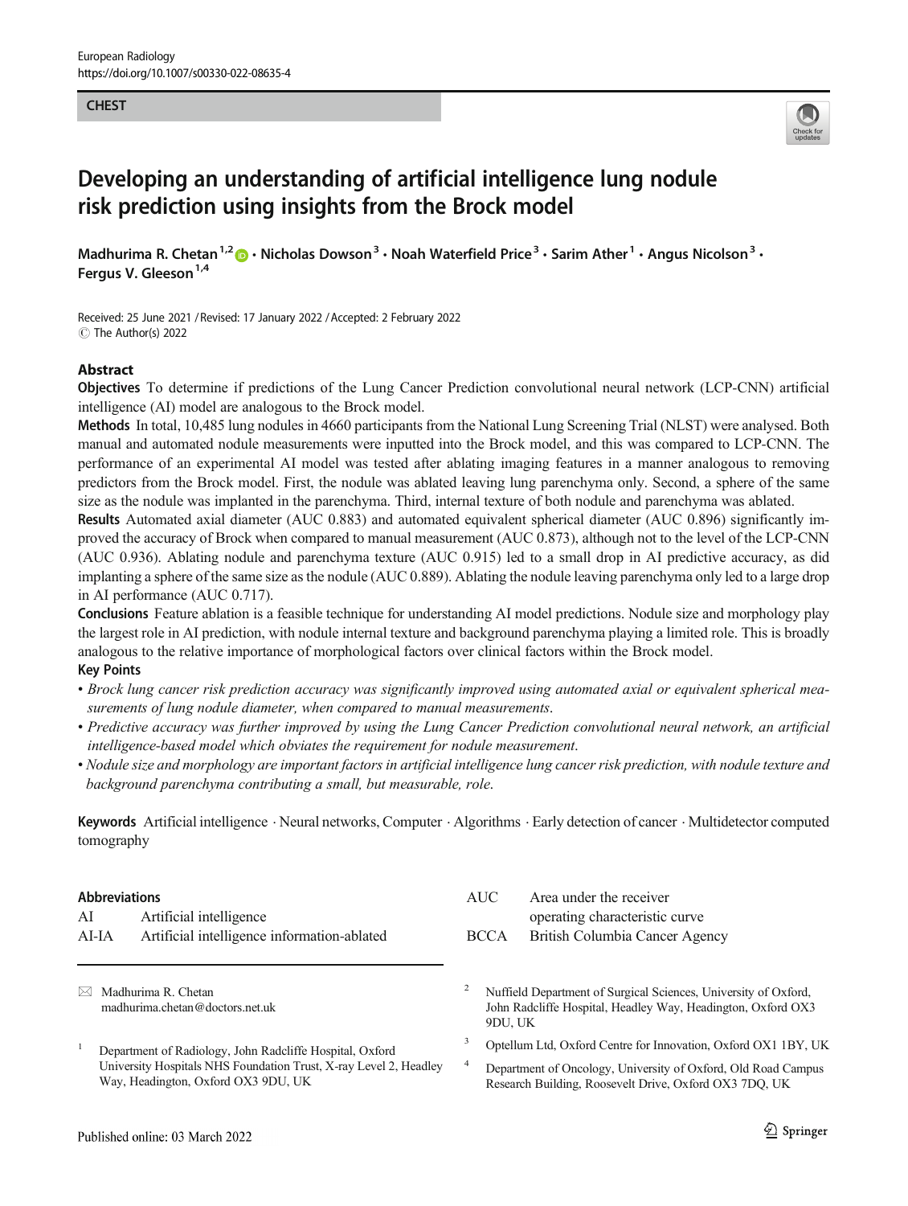European Radiology
https://doi.org/10.1007/s00330-022-08635-4

CHEST

# Developing an understanding of artificial intelligence lung nodule risk prediction using insights from the Brock model

**Madhurima R. Chetan[1,2] · Nicholas Dowson[3] · Noah Waterfield Price[3] · Sarim Ather[1] · Angus Nicolson[3] · Fergus V. Gleeson[1,4]**

Received: 25 June 2021 / Revised: 17 January 2022 / Accepted: 2 February 2022
© The Author(s) 2022

## Abstract

**Objectives** To determine if predictions of the Lung Cancer Prediction convolutional neural network (LCP-CNN) artificial intelligence (AI) model are analogous to the Brock model.

**Methods** In total, 10,485 lung nodules in 4660 participants from the National Lung Screening Trial (NLST) were analysed. Both manual and automated nodule measurements were inputted into the Brock model, and this was compared to LCP-CNN. The performance of an experimental AI model was tested after ablating imaging features in a manner analogous to removing predictors from the Brock model. First, the nodule was ablated leaving lung parenchyma only. Second, a sphere of the same size as the nodule was implanted in the parenchyma. Third, internal texture of both nodule and parenchyma was ablated.

**Results** Automated axial diameter (AUC 0.883) and automated equivalent spherical diameter (AUC 0.896) significantly improved the accuracy of Brock when compared to manual measurement (AUC 0.873), although not to the level of the LCP-CNN (AUC 0.936). Ablating nodule and parenchyma texture (AUC 0.915) led to a small drop in AI predictive accuracy, as did implanting a sphere of the same size as the nodule (AUC 0.889). Ablating the nodule leaving parenchyma only led to a large drop in AI performance (AUC 0.717).

**Conclusions** Feature ablation is a feasible technique for understanding AI model predictions. Nodule size and morphology play the largest role in AI prediction, with nodule internal texture and background parenchyma playing a limited role. This is broadly analogous to the relative importance of morphological factors over clinical factors within the Brock model.

**Key Points**

- *Brock lung cancer risk prediction accuracy was significantly improved using automated axial or equivalent spherical measurements of lung nodule diameter, when compared to manual measurements.*
- *Predictive accuracy was further improved by using the Lung Cancer Prediction convolutional neural network, an artificial intelligence-based model which obviates the requirement for nodule measurement.*
- *Nodule size and morphology are important factors in artificial intelligence lung cancer risk prediction, with nodule texture and background parenchyma contributing a small, but measurable, role.*

**Keywords** Artificial intelligence · Neural networks, Computer · Algorithms · Early detection of cancer · Multidetector computed tomography

**Abbreviations**

| | |
|---|---|
| AI | Artificial intelligence |
| AI-IA | Artificial intelligence information-ablated |
| AUC | Area under the receiver operating characteristic curve |
| BCCA | British Columbia Cancer Agency |

✉ Madhurima R. Chetan
madhurima.chetan@doctors.net.uk

[1] Department of Radiology, John Radcliffe Hospital, Oxford University Hospitals NHS Foundation Trust, X-ray Level 2, Headley Way, Headington, Oxford OX3 9DU, UK

[2] Nuffield Department of Surgical Sciences, University of Oxford, John Radcliffe Hospital, Headley Way, Headington, Oxford OX3 9DU, UK

[3] Optellum Ltd, Oxford Centre for Innovation, Oxford OX1 1BY, UK

[4] Department of Oncology, University of Oxford, Old Road Campus Research Building, Roosevelt Drive, Oxford OX3 7DQ, UK

Published online: 03 March 2022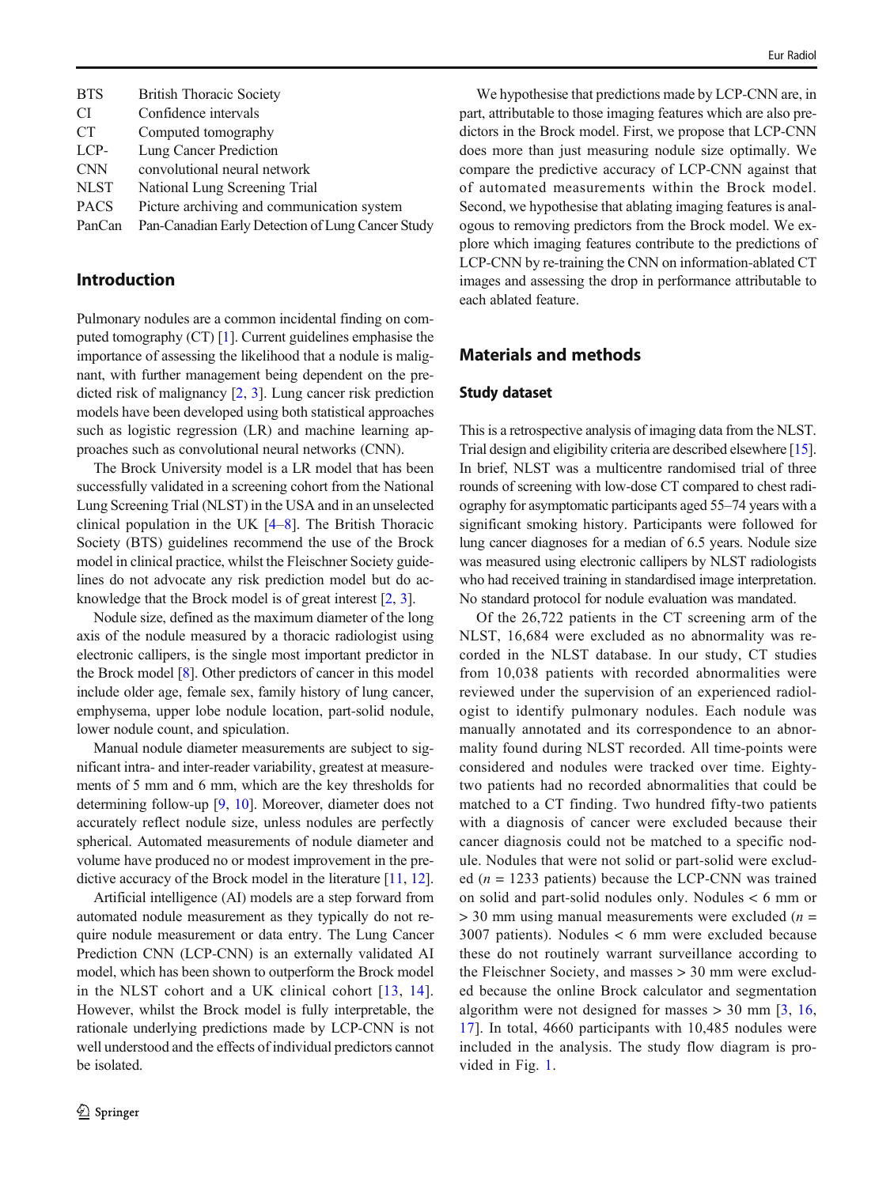| | |
|---|---|
| BTS | British Thoracic Society |
| CI | Confidence intervals |
| CT | Computed tomography |
| LCP-CNN | Lung Cancer Prediction convolutional neural network |
| NLST | National Lung Screening Trial |
| PACS | Picture archiving and communication system |
| PanCan | Pan-Canadian Early Detection of Lung Cancer Study |

## Introduction

Pulmonary nodules are a common incidental finding on computed tomography (CT) [1]. Current guidelines emphasise the importance of assessing the likelihood that a nodule is malignant, with further management being dependent on the predicted risk of malignancy [2, 3]. Lung cancer risk prediction models have been developed using both statistical approaches such as logistic regression (LR) and machine learning approaches such as convolutional neural networks (CNN).

The Brock University model is a LR model that has been successfully validated in a screening cohort from the National Lung Screening Trial (NLST) in the USA and in an unselected clinical population in the UK [4–8]. The British Thoracic Society (BTS) guidelines recommend the use of the Brock model in clinical practice, whilst the Fleischner Society guidelines do not advocate any risk prediction model but do acknowledge that the Brock model is of great interest [2, 3].

Nodule size, defined as the maximum diameter of the long axis of the nodule measured by a thoracic radiologist using electronic callipers, is the single most important predictor in the Brock model [8]. Other predictors of cancer in this model include older age, female sex, family history of lung cancer, emphysema, upper lobe nodule location, part-solid nodule, lower nodule count, and spiculation.

Manual nodule diameter measurements are subject to significant intra- and inter-reader variability, greatest at measurements of 5 mm and 6 mm, which are the key thresholds for determining follow-up [9, 10]. Moreover, diameter does not accurately reflect nodule size, unless nodules are perfectly spherical. Automated measurements of nodule diameter and volume have produced no or modest improvement in the predictive accuracy of the Brock model in the literature [11, 12].

Artificial intelligence (AI) models are a step forward from automated nodule measurement as they typically do not require nodule measurement or data entry. The Lung Cancer Prediction CNN (LCP-CNN) is an externally validated AI model, which has been shown to outperform the Brock model in the NLST cohort and a UK clinical cohort [13, 14]. However, whilst the Brock model is fully interpretable, the rationale underlying predictions made by LCP-CNN is not well understood and the effects of individual predictors cannot be isolated.

We hypothesise that predictions made by LCP-CNN are, in part, attributable to those imaging features which are also predictors in the Brock model. First, we propose that LCP-CNN does more than just measuring nodule size optimally. We compare the predictive accuracy of LCP-CNN against that of automated measurements within the Brock model. Second, we hypothesise that ablating imaging features is analogous to removing predictors from the Brock model. We explore which imaging features contribute to the predictions of LCP-CNN by re-training the CNN on information-ablated CT images and assessing the drop in performance attributable to each ablated feature.

## Materials and methods

### Study dataset

This is a retrospective analysis of imaging data from the NLST. Trial design and eligibility criteria are described elsewhere [15]. In brief, NLST was a multicentre randomised trial of three rounds of screening with low-dose CT compared to chest radiography for asymptomatic participants aged 55–74 years with a significant smoking history. Participants were followed for lung cancer diagnoses for a median of 6.5 years. Nodule size was measured using electronic callipers by NLST radiologists who had received training in standardised image interpretation. No standard protocol for nodule evaluation was mandated.

Of the 26,722 patients in the CT screening arm of the NLST, 16,684 were excluded as no abnormality was recorded in the NLST database. In our study, CT studies from 10,038 patients with recorded abnormalities were reviewed under the supervision of an experienced radiologist to identify pulmonary nodules. Each nodule was manually annotated and its correspondence to an abnormality found during NLST recorded. All time-points were considered and nodules were tracked over time. Eighty-two patients had no recorded abnormalities that could be matched to a CT finding. Two hundred fifty-two patients with a diagnosis of cancer were excluded because their cancer diagnosis could not be matched to a specific nodule. Nodules that were not solid or part-solid were excluded ($n$ = 1233 patients) because the LCP-CNN was trained on solid and part-solid nodules only. Nodules < 6 mm or > 30 mm using manual measurements were excluded ($n$ = 3007 patients). Nodules < 6 mm were excluded because these do not routinely warrant surveillance according to the Fleischner Society, and masses > 30 mm were excluded because the online Brock calculator and segmentation algorithm were not designed for masses > 30 mm [3, 16, 17]. In total, 4660 participants with 10,485 nodules were included in the analysis. The study flow diagram is provided in Fig. 1.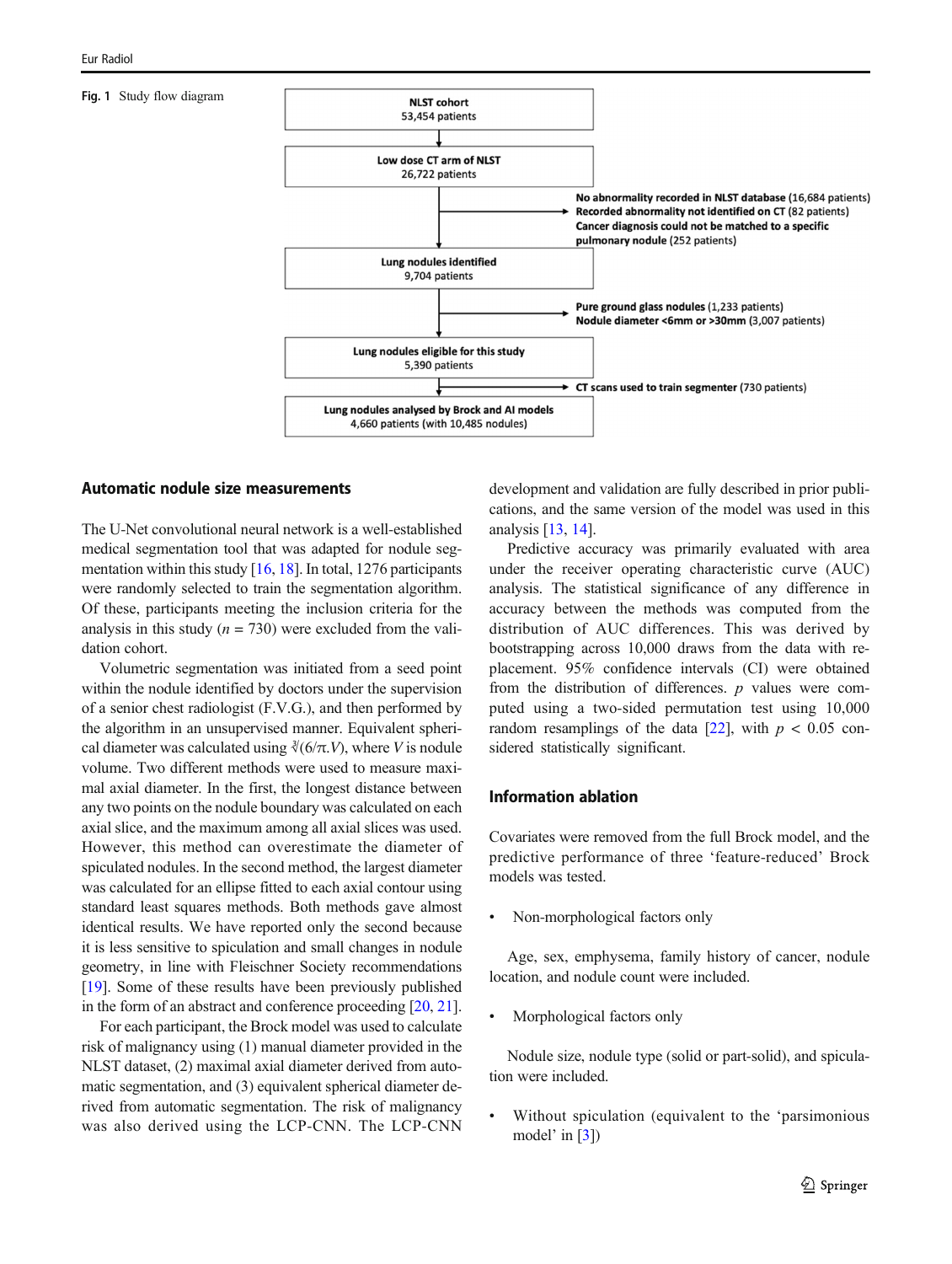**Fig. 1** Study flow diagram

**NLST cohort**
53,454 patients

↓

**Low dose CT arm of NLST**
26,722 patients

→ **No abnormality recorded in NLST database** (16,684 patients)
**Recorded abnormality not identified on CT** (82 patients)
**Cancer diagnosis could not be matched to a specific pulmonary nodule** (252 patients)

↓

**Lung nodules identified**
9,704 patients

→ **Pure ground glass nodules** (1,233 patients)
**Nodule diameter <6mm or >30mm** (3,007 patients)

↓

**Lung nodules eligible for this study**
5,390 patients

→ **CT scans used to train segmenter** (730 patients)

↓

**Lung nodules analysed by Brock and AI models**
4,660 patients (with 10,485 nodules)

## Automatic nodule size measurements

The U-Net convolutional neural network is a well-established medical segmentation tool that was adapted for nodule segmentation within this study [16, 18]. In total, 1276 participants were randomly selected to train the segmentation algorithm. Of these, participants meeting the inclusion criteria for the analysis in this study ($n = 730$) were excluded from the validation cohort.

Volumetric segmentation was initiated from a seed point within the nodule identified by doctors under the supervision of a senior chest radiologist (F.V.G.), and then performed by the algorithm in an unsupervised manner. Equivalent spherical diameter was calculated using $\sqrt[3]{(6/\pi . V)}$, where $V$ is nodule volume. Two different methods were used to measure maximal axial diameter. In the first, the longest distance between any two points on the nodule boundary was calculated on each axial slice, and the maximum among all axial slices was used. However, this method can overestimate the diameter of spiculated nodules. In the second method, the largest diameter was calculated for an ellipse fitted to each axial contour using standard least squares methods. Both methods gave almost identical results. We have reported only the second because it is less sensitive to spiculation and small changes in nodule geometry, in line with Fleischner Society recommendations [19]. Some of these results have been previously published in the form of an abstract and conference proceeding [20, 21].

For each participant, the Brock model was used to calculate risk of malignancy using (1) manual diameter provided in the NLST dataset, (2) maximal axial diameter derived from automatic segmentation, and (3) equivalent spherical diameter derived from automatic segmentation. The risk of malignancy was also derived using the LCP-CNN. The LCP-CNN development and validation are fully described in prior publications, and the same version of the model was used in this analysis [13, 14].

Predictive accuracy was primarily evaluated with area under the receiver operating characteristic curve (AUC) analysis. The statistical significance of any difference in accuracy between the methods was computed from the distribution of AUC differences. This was derived by bootstrapping across 10,000 draws from the data with replacement. 95% confidence intervals (CI) were obtained from the distribution of differences. $p$ values were computed using a two-sided permutation test using 10,000 random resamplings of the data [22], with $p < 0.05$ considered statistically significant.

## Information ablation

Covariates were removed from the full Brock model, and the predictive performance of three 'feature-reduced' Brock models was tested.

- Non-morphological factors only

Age, sex, emphysema, family history of cancer, nodule location, and nodule count were included.

- Morphological factors only

Nodule size, nodule type (solid or part-solid), and spiculation were included.

- Without spiculation (equivalent to the 'parsimonious model' in [3])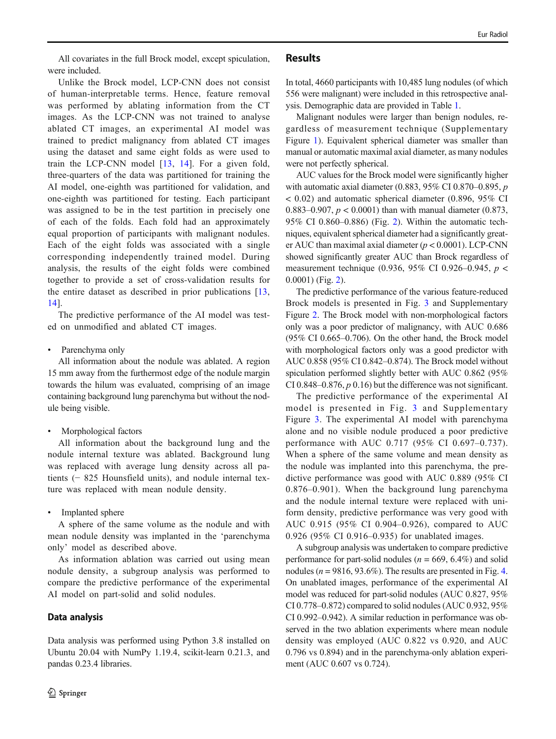All covariates in the full Brock model, except spiculation, were included.

Unlike the Brock model, LCP-CNN does not consist of human-interpretable terms. Hence, feature removal was performed by ablating information from the CT images. As the LCP-CNN was not trained to analyse ablated CT images, an experimental AI model was trained to predict malignancy from ablated CT images using the dataset and same eight folds as were used to train the LCP-CNN model [13, 14]. For a given fold, three-quarters of the data was partitioned for training the AI model, one-eighth was partitioned for validation, and one-eighth was partitioned for testing. Each participant was assigned to be in the test partition in precisely one of each of the folds. Each fold had an approximately equal proportion of participants with malignant nodules. Each of the eight folds was associated with a single corresponding independently trained model. During analysis, the results of the eight folds were combined together to provide a set of cross-validation results for the entire dataset as described in prior publications [13, 14].

The predictive performance of the AI model was tested on unmodified and ablated CT images.

- Parenchyma only

All information about the nodule was ablated. A region 15 mm away from the furthermost edge of the nodule margin towards the hilum was evaluated, comprising of an image containing background lung parenchyma but without the nodule being visible.

- Morphological factors

All information about the background lung and the nodule internal texture was ablated. Background lung was replaced with average lung density across all patients (− 825 Hounsfield units), and nodule internal texture was replaced with mean nodule density.

- Implanted sphere

A sphere of the same volume as the nodule and with mean nodule density was implanted in the 'parenchyma only' model as described above.

As information ablation was carried out using mean nodule density, a subgroup analysis was performed to compare the predictive performance of the experimental AI model on part-solid and solid nodules.

### Data analysis

Data analysis was performed using Python 3.8 installed on Ubuntu 20.04 with NumPy 1.19.4, scikit-learn 0.21.3, and pandas 0.23.4 libraries.

## Results

In total, 4660 participants with 10,485 lung nodules (of which 556 were malignant) were included in this retrospective analysis. Demographic data are provided in Table 1.

Malignant nodules were larger than benign nodules, regardless of measurement technique (Supplementary Figure 1). Equivalent spherical diameter was smaller than manual or automatic maximal axial diameter, as many nodules were not perfectly spherical.

AUC values for the Brock model were significantly higher with automatic axial diameter (0.883, 95% CI 0.870–0.895, $p < 0.02$) and automatic spherical diameter (0.896, 95% CI 0.883–0.907, $p < 0.0001$) than with manual diameter (0.873, 95% CI 0.860–0.886) (Fig. 2). Within the automatic techniques, equivalent spherical diameter had a significantly greater AUC than maximal axial diameter ($p < 0.0001$). LCP-CNN showed significantly greater AUC than Brock regardless of measurement technique (0.936, 95% CI 0.926–0.945, $p < 0.0001$) (Fig. 2).

The predictive performance of the various feature-reduced Brock models is presented in Fig. 3 and Supplementary Figure 2. The Brock model with non-morphological factors only was a poor predictor of malignancy, with AUC 0.686 (95% CI 0.665–0.706). On the other hand, the Brock model with morphological factors only was a good predictor with AUC 0.858 (95% CI 0.842–0.874). The Brock model without spiculation performed slightly better with AUC 0.862 (95% CI 0.848–0.876, $p$ 0.16) but the difference was not significant.

The predictive performance of the experimental AI model is presented in Fig. 3 and Supplementary Figure 3. The experimental AI model with parenchyma alone and no visible nodule produced a poor predictive performance with AUC 0.717 (95% CI 0.697–0.737). When a sphere of the same volume and mean density as the nodule was implanted into this parenchyma, the predictive performance was good with AUC 0.889 (95% CI 0.876–0.901). When the background lung parenchyma and the nodule internal texture were replaced with uniform density, predictive performance was very good with AUC 0.915 (95% CI 0.904–0.926), compared to AUC 0.926 (95% CI 0.916–0.935) for unablated images.

A subgroup analysis was undertaken to compare predictive performance for part-solid nodules ($n = 669$, 6.4%) and solid nodules ($n = 9816$, 93.6%). The results are presented in Fig. 4. On unablated images, performance of the experimental AI model was reduced for part-solid nodules (AUC 0.827, 95% CI 0.778–0.872) compared to solid nodules (AUC 0.932, 95% CI 0.992–0.942). A similar reduction in performance was observed in the two ablation experiments where mean nodule density was employed (AUC 0.822 vs 0.920, and AUC 0.796 vs 0.894) and in the parenchyma-only ablation experiment (AUC 0.607 vs 0.724).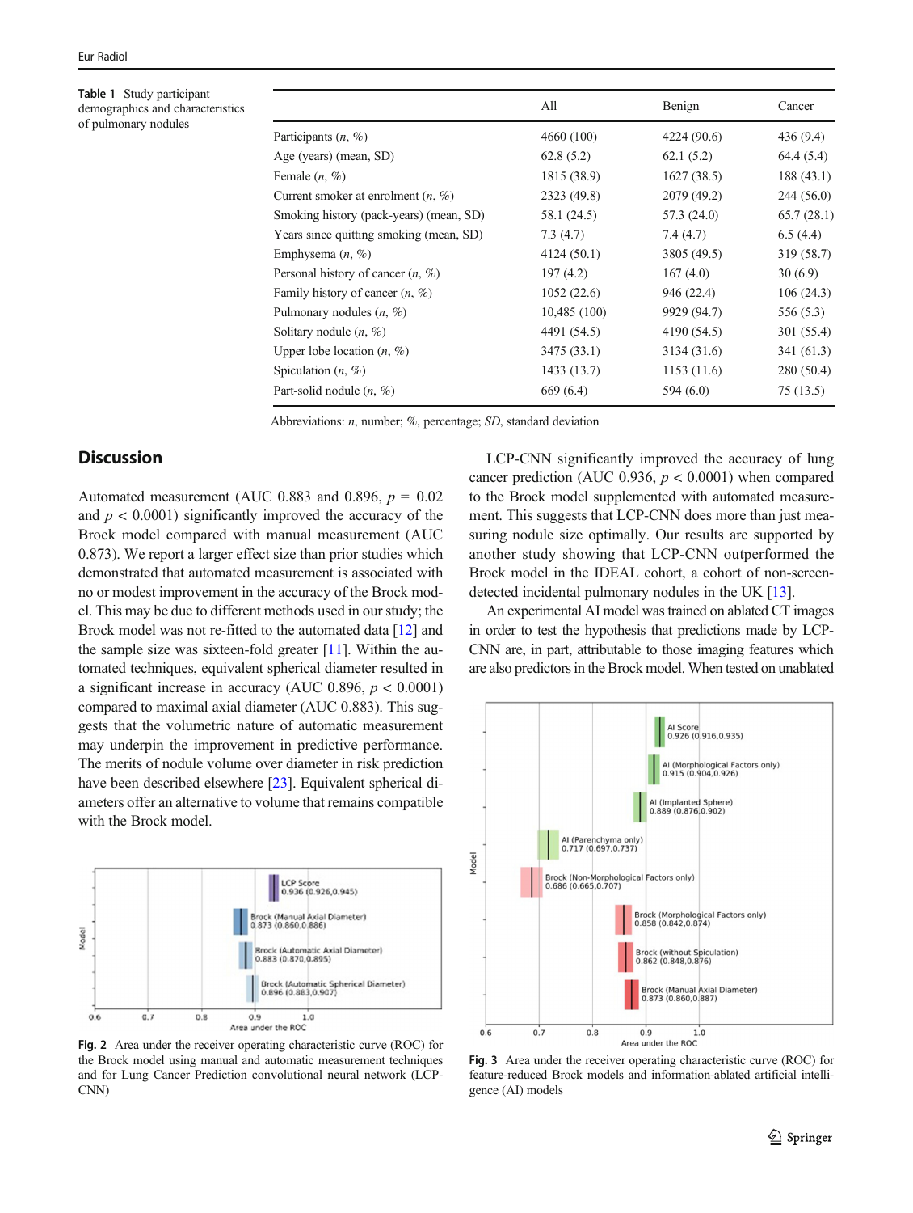**Table 1** Study participant demographics and characteristics of pulmonary nodules

| | All | Benign | Cancer |
|---|---|---|---|
| Participants (*n*, %) | 4660 (100) | 4224 (90.6) | 436 (9.4) |
| Age (years) (mean, SD) | 62.8 (5.2) | 62.1 (5.2) | 64.4 (5.4) |
| Female (*n*, %) | 1815 (38.9) | 1627 (38.5) | 188 (43.1) |
| Current smoker at enrolment (*n*, %) | 2323 (49.8) | 2079 (49.2) | 244 (56.0) |
| Smoking history (pack-years) (mean, SD) | 58.1 (24.5) | 57.3 (24.0) | 65.7 (28.1) |
| Years since quitting smoking (mean, SD) | 7.3 (4.7) | 7.4 (4.7) | 6.5 (4.4) |
| Emphysema (*n*, %) | 4124 (50.1) | 3805 (49.5) | 319 (58.7) |
| Personal history of cancer (*n*, %) | 197 (4.2) | 167 (4.0) | 30 (6.9) |
| Family history of cancer (*n*, %) | 1052 (22.6) | 946 (22.4) | 106 (24.3) |
| Pulmonary nodules (*n*, %) | 10,485 (100) | 9929 (94.7) | 556 (5.3) |
| Solitary nodule (*n*, %) | 4491 (54.5) | 4190 (54.5) | 301 (55.4) |
| Upper lobe location (*n*, %) | 3475 (33.1) | 3134 (31.6) | 341 (61.3) |
| Spiculation (*n*, %) | 1433 (13.7) | 1153 (11.6) | 280 (50.4) |
| Part-solid nodule (*n*, %) | 669 (6.4) | 594 (6.0) | 75 (13.5) |

Abbreviations: *n*, number; %, percentage; *SD*, standard deviation

## Discussion

Automated measurement (AUC 0.883 and 0.896, $p = 0.02$ and $p < 0.0001$) significantly improved the accuracy of the Brock model compared with manual measurement (AUC 0.873). We report a larger effect size than prior studies which demonstrated that automated measurement is associated with no or modest improvement in the accuracy of the Brock model. This may be due to different methods used in our study; the Brock model was not re-fitted to the automated data [12] and the sample size was sixteen-fold greater [11]. Within the automated techniques, equivalent spherical diameter resulted in a significant increase in accuracy (AUC 0.896, $p < 0.0001$) compared to maximal axial diameter (AUC 0.883). This suggests that the volumetric nature of automatic measurement may underpin the improvement in predictive performance. The merits of nodule volume over diameter in risk prediction have been described elsewhere [23]. Equivalent spherical diameters offer an alternative to volume that remains compatible with the Brock model.

Fig. 2 Area under the receiver operating characteristic curve (ROC) for the Brock model using manual and automatic measurement techniques and for Lung Cancer Prediction convolutional neural network (LCP-CNN)

LCP-CNN significantly improved the accuracy of lung cancer prediction (AUC 0.936, $p < 0.0001$) when compared to the Brock model supplemented with automated measurement. This suggests that LCP-CNN does more than just measuring nodule size optimally. Our results are supported by another study showing that LCP-CNN outperformed the Brock model in the IDEAL cohort, a cohort of non-screen-detected incidental pulmonary nodules in the UK [13].

An experimental AI model was trained on ablated CT images in order to test the hypothesis that predictions made by LCP-CNN are, in part, attributable to those imaging features which are also predictors in the Brock model. When tested on unablated

Fig. 3 Area under the receiver operating characteristic curve (ROC) for feature-reduced Brock models and information-ablated artificial intelligence (AI) models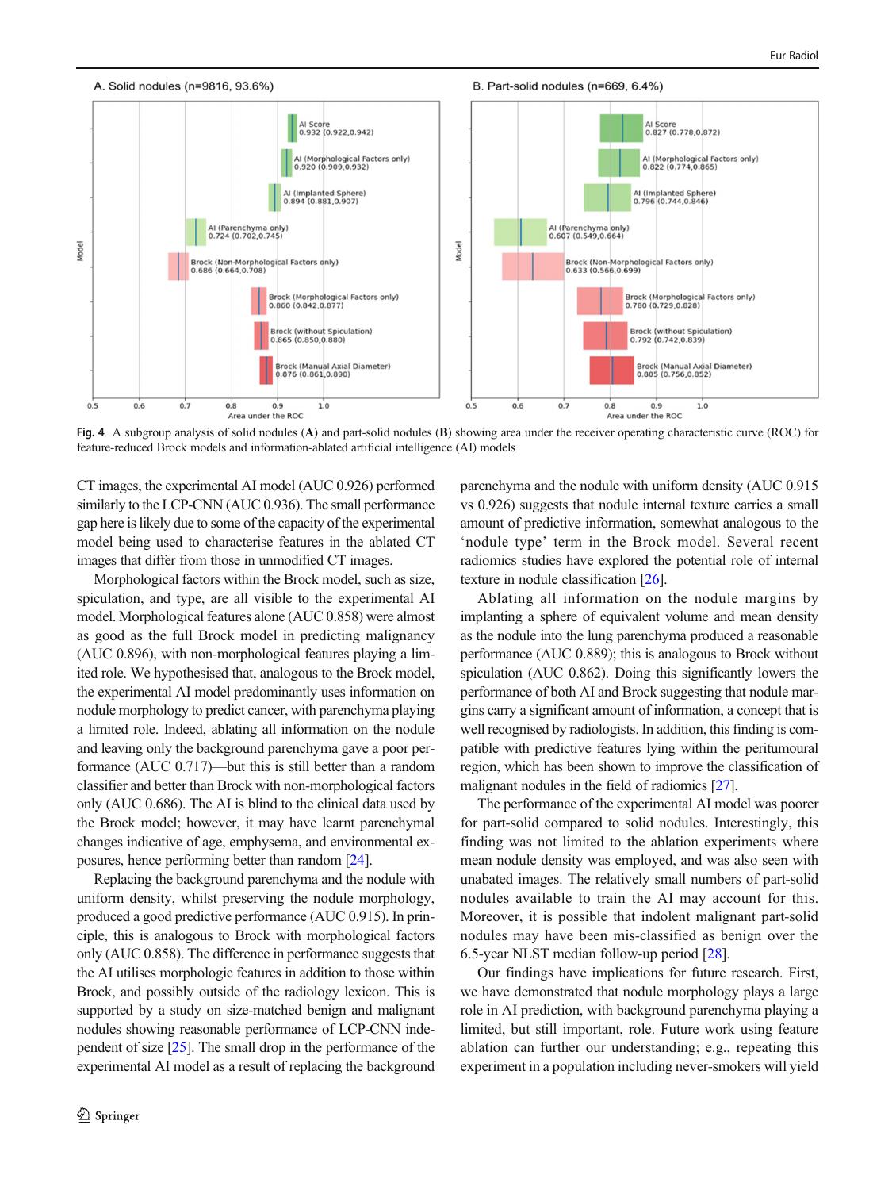**Fig. 4** A subgroup analysis of solid nodules (**A**) and part-solid nodules (**B**) showing area under the receiver operating characteristic curve (ROC) for feature-reduced Brock models and information-ablated artificial intelligence (AI) models

CT images, the experimental AI model (AUC 0.926) performed similarly to the LCP-CNN (AUC 0.936). The small performance gap here is likely due to some of the capacity of the experimental model being used to characterise features in the ablated CT images that differ from those in unmodified CT images.

Morphological factors within the Brock model, such as size, spiculation, and type, are all visible to the experimental AI model. Morphological features alone (AUC 0.858) were almost as good as the full Brock model in predicting malignancy (AUC 0.896), with non-morphological factors playing a limited role. We hypothesised that, analogous to the Brock model, the experimental AI model predominantly uses information on nodule morphology to predict cancer, with parenchyma playing a limited role. Indeed, ablating all information on the nodule and leaving only the background parenchyma gave a poor performance (AUC 0.717)—but this is still better than a random classifier and better than Brock with non-morphological factors only (AUC 0.686). The AI is blind to the clinical data used by the Brock model; however, it may have learnt parenchymal changes indicative of age, emphysema, and environmental exposures, hence performing better than random [24].

Replacing the background parenchyma and the nodule with uniform density, whilst preserving the nodule morphology, produced a good predictive performance (AUC 0.915). In principle, this is analogous to Brock with morphological factors only (AUC 0.858). The difference in performance suggests that the AI utilises morphologic features in addition to those within Brock, and possibly outside of the radiology lexicon. This is supported by a study on size-matched benign and malignant nodules showing reasonable performance of LCP-CNN independent of size [25]. The small drop in the performance of the experimental AI model as a result of replacing the background parenchyma and the nodule with uniform density (AUC 0.915 vs 0.926) suggests that nodule internal texture carries a small amount of predictive information, somewhat analogous to the 'nodule type' term in the Brock model. Several recent radiomics studies have explored the potential role of internal texture in nodule classification [26].

Ablating all information on the nodule margins by implanting a sphere of equivalent volume and mean density as the nodule into the lung parenchyma produced a reasonable performance (AUC 0.889); this is analogous to Brock without spiculation (AUC 0.862). Doing this significantly lowers the performance of both AI and Brock suggesting that nodule margins carry a significant amount of information, a concept that is well recognised by radiologists. In addition, this finding is compatible with predictive features lying within the peritumoural region, which has been shown to improve the classification of malignant nodules in the field of radiomics [27].

The performance of the experimental AI model was poorer for part-solid compared to solid nodules. Interestingly, this finding was not limited to the ablation experiments where mean nodule density was employed, and was also seen with unabated images. The relatively small numbers of part-solid nodules available to train the AI may account for this. Moreover, it is possible that indolent malignant part-solid nodules may have been mis-classified as benign over the 6.5-year NLST median follow-up period [28].

Our findings have implications for future research. First, we have demonstrated that nodule morphology plays a large role in AI prediction, with background parenchyma playing a limited, but still important, role. Future work using feature ablation can further our understanding; e.g., repeating this experiment in a population including never-smokers will yield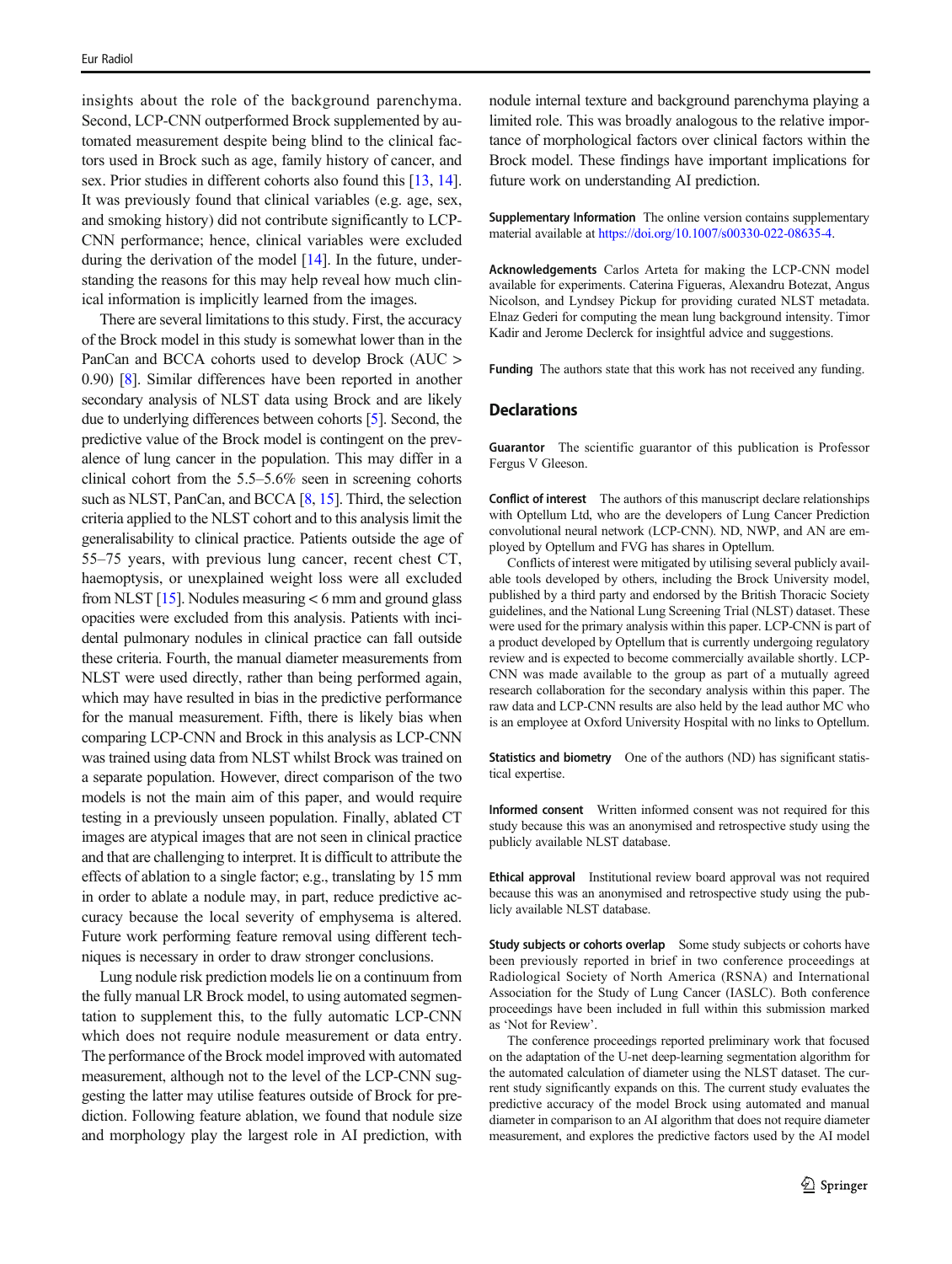insights about the role of the background parenchyma. Second, LCP-CNN outperformed Brock supplemented by automated measurement despite being blind to the clinical factors used in Brock such as age, family history of cancer, and sex. Prior studies in different cohorts also found this [13, 14]. It was previously found that clinical variables (e.g. age, sex, and smoking history) did not contribute significantly to LCP-CNN performance; hence, clinical variables were excluded during the derivation of the model [14]. In the future, understanding the reasons for this may help reveal how much clinical information is implicitly learned from the images.

There are several limitations to this study. First, the accuracy of the Brock model in this study is somewhat lower than in the PanCan and BCCA cohorts used to develop Brock (AUC > 0.90) [8]. Similar differences have been reported in another secondary analysis of NLST data using Brock and are likely due to underlying differences between cohorts [5]. Second, the predictive value of the Brock model is contingent on the prevalence of lung cancer in the population. This may differ in a clinical cohort from the 5.5–5.6% seen in screening cohorts such as NLST, PanCan, and BCCA [8, 15]. Third, the selection criteria applied to the NLST cohort and to this analysis limit the generalisability to clinical practice. Patients outside the age of 55–75 years, with previous lung cancer, recent chest CT, haemoptysis, or unexplained weight loss were all excluded from NLST [15]. Nodules measuring < 6 mm and ground glass opacities were excluded from this analysis. Patients with incidental pulmonary nodules in clinical practice can fall outside these criteria. Fourth, the manual diameter measurements from NLST were used directly, rather than being performed again, which may have resulted in bias in the predictive performance for the manual measurement. Fifth, there is likely bias when comparing LCP-CNN and Brock in this analysis as LCP-CNN was trained using data from NLST whilst Brock was trained on a separate population. However, direct comparison of the two models is not the main aim of this paper, and would require testing in a previously unseen population. Finally, ablated CT images are atypical images that are not seen in clinical practice and that are challenging to interpret. It is difficult to attribute the effects of ablation to a single factor; e.g., translating by 15 mm in order to ablate a nodule may, in part, reduce predictive accuracy because the local severity of emphysema is altered. Future work performing feature removal using different techniques is necessary in order to draw stronger conclusions.

Lung nodule risk prediction models lie on a continuum from the fully manual LR Brock model, to using automated segmentation to supplement this, to the fully automatic LCP-CNN which does not require nodule measurement or data entry. The performance of the Brock model improved with automated measurement, although not to the level of the LCP-CNN suggesting the latter may utilise features outside of Brock for prediction. Following feature ablation, we found that nodule size and morphology play the largest role in AI prediction, with nodule internal texture and background parenchyma playing a limited role. This was broadly analogous to the relative importance of morphological factors over clinical factors within the Brock model. These findings have important implications for future work on understanding AI prediction.

**Supplementary Information** The online version contains supplementary material available at https://doi.org/10.1007/s00330-022-08635-4.

**Acknowledgements** Carlos Arteta for making the LCP-CNN model available for experiments. Caterina Figueras, Alexandru Botezat, Angus Nicolson, and Lyndsey Pickup for providing curated NLST metadata. Elnaz Gederi for computing the mean lung background intensity. Timor Kadir and Jerome Declerck for insightful advice and suggestions.

**Funding** The authors state that this work has not received any funding.

## Declarations

**Guarantor** The scientific guarantor of this publication is Professor Fergus V Gleeson.

**Conflict of interest** The authors of this manuscript declare relationships with Optellum Ltd, who are the developers of Lung Cancer Prediction convolutional neural network (LCP-CNN). ND, NWP, and AN are employed by Optellum and FVG has shares in Optellum.

Conflicts of interest were mitigated by utilising several publicly available tools developed by others, including the Brock University model, published by a third party and endorsed by the British Thoracic Society guidelines, and the National Lung Screening Trial (NLST) dataset. These were used for the primary analysis within this paper. LCP-CNN is part of a product developed by Optellum that is currently undergoing regulatory review and is expected to become commercially available shortly. LCP-CNN was made available to the group as part of a mutually agreed research collaboration for the secondary analysis within this paper. The raw data and LCP-CNN results are also held by the lead author MC who is an employee at Oxford University Hospital with no links to Optellum.

**Statistics and biometry** One of the authors (ND) has significant statistical expertise.

**Informed consent** Written informed consent was not required for this study because this was an anonymised and retrospective study using the publicly available NLST database.

**Ethical approval** Institutional review board approval was not required because this was an anonymised and retrospective study using the publicly available NLST database.

**Study subjects or cohorts overlap** Some study subjects or cohorts have been previously reported in brief in two conference proceedings at Radiological Society of North America (RSNA) and International Association for the Study of Lung Cancer (IASLC). Both conference proceedings have been included in full within this submission marked as 'Not for Review'.

The conference proceedings reported preliminary work that focused on the adaptation of the U-net deep-learning segmentation algorithm for the automated calculation of diameter using the NLST dataset. The current study significantly expands on this. The current study evaluates the predictive accuracy of the model Brock using automated and manual diameter in comparison to an AI algorithm that does not require diameter measurement, and explores the predictive factors used by the AI model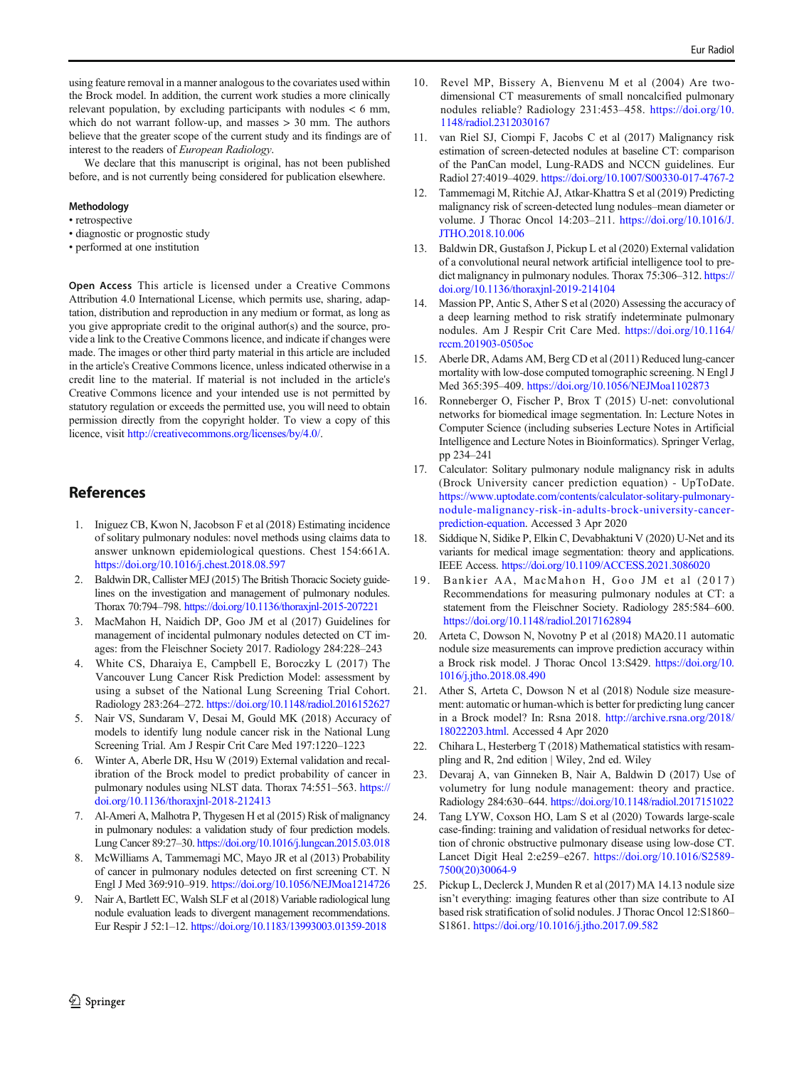using feature removal in a manner analogous to the covariates used within the Brock model. In addition, the current work studies a more clinically relevant population, by excluding participants with nodules < 6 mm, which do not warrant follow-up, and masses > 30 mm. The authors believe that the greater scope of the current study and its findings are of interest to the readers of *European Radiology*.

We declare that this manuscript is original, has not been published before, and is not currently being considered for publication elsewhere.

**Methodology**

- retrospective
- diagnostic or prognostic study
- performed at one institution

**Open Access** This article is licensed under a Creative Commons Attribution 4.0 International License, which permits use, sharing, adaptation, distribution and reproduction in any medium or format, as long as you give appropriate credit to the original author(s) and the source, provide a link to the Creative Commons licence, and indicate if changes were made. The images or other third party material in this article are included in the article's Creative Commons licence, unless indicated otherwise in a credit line to the material. If material is not included in the article's Creative Commons licence and your intended use is not permitted by statutory regulation or exceeds the permitted use, you will need to obtain permission directly from the copyright holder. To view a copy of this licence, visit http://creativecommons.org/licenses/by/4.0/.

## References

1. Iniguez CB, Kwon N, Jacobson F et al (2018) Estimating incidence of solitary pulmonary nodules: novel methods using claims data to answer unknown epidemiological questions. Chest 154:661A. https://doi.org/10.1016/j.chest.2018.08.597
2. Baldwin DR, Callister MEJ (2015) The British Thoracic Society guidelines on the investigation and management of pulmonary nodules. Thorax 70:794–798. https://doi.org/10.1136/thoraxjnl-2015-207221
3. MacMahon H, Naidich DP, Goo JM et al (2017) Guidelines for management of incidental pulmonary nodules detected on CT images: from the Fleischner Society 2017. Radiology 284:228–243
4. White CS, Dharaiya E, Campbell E, Boroczky L (2017) The Vancouver Lung Cancer Risk Prediction Model: assessment by using a subset of the National Lung Screening Trial Cohort. Radiology 283:264–272. https://doi.org/10.1148/radiol.2016152627
5. Nair VS, Sundaram V, Desai M, Gould MK (2018) Accuracy of models to identify lung nodule cancer risk in the National Lung Screening Trial. Am J Respir Crit Care Med 197:1220–1223
6. Winter A, Aberle DR, Hsu W (2019) External validation and recalibration of the Brock model to predict probability of cancer in pulmonary nodules using NLST data. Thorax 74:551–563. https://doi.org/10.1136/thoraxjnl-2018-212413
7. Al-Ameri A, Malhotra P, Thygesen H et al (2015) Risk of malignancy in pulmonary nodules: a validation study of four prediction models. Lung Cancer 89:27–30. https://doi.org/10.1016/j.lungcan.2015.03.018
8. McWilliams A, Tammemagi MC, Mayo JR et al (2013) Probability of cancer in pulmonary nodules detected on first screening CT. N Engl J Med 369:910–919. https://doi.org/10.1056/NEJMoa1214726
9. Nair A, Bartlett EC, Walsh SLF et al (2018) Variable radiological lung nodule evaluation leads to divergent management recommendations. Eur Respir J 52:1–12. https://doi.org/10.1183/13993003.01359-2018
10. Revel MP, Bissery A, Bienvenu M et al (2004) Are two-dimensional CT measurements of small noncalcified pulmonary nodules reliable? Radiology 231:453–458. https://doi.org/10.1148/radiol.2312030167
11. van Riel SJ, Ciompi F, Jacobs C et al (2017) Malignancy risk estimation of screen-detected nodules at baseline CT: comparison of the PanCan model, Lung-RADS and NCCN guidelines. Eur Radiol 27:4019–4029. https://doi.org/10.1007/S00330-017-4767-2
12. Tammemagi M, Ritchie AJ, Atkar-Khattra S et al (2019) Predicting malignancy risk of screen-detected lung nodules–mean diameter or volume. J Thorac Oncol 14:203–211. https://doi.org/10.1016/J.JTHO.2018.10.006
13. Baldwin DR, Gustafson J, Pickup L et al (2020) External validation of a convolutional neural network artificial intelligence tool to predict malignancy in pulmonary nodules. Thorax 75:306–312. https://doi.org/10.1136/thoraxjnl-2019-214104
14. Massion PP, Antic S, Ather S et al (2020) Assessing the accuracy of a deep learning method to risk stratify indeterminate pulmonary nodules. Am J Respir Crit Care Med. https://doi.org/10.1164/rccm.201903-0505oc
15. Aberle DR, Adams AM, Berg CD et al (2011) Reduced lung-cancer mortality with low-dose computed tomographic screening. N Engl J Med 365:395–409. https://doi.org/10.1056/NEJMoa1102873
16. Ronneberger O, Fischer P, Brox T (2015) U-net: convolutional networks for biomedical image segmentation. In: Lecture Notes in Computer Science (including subseries Lecture Notes in Artificial Intelligence and Lecture Notes in Bioinformatics). Springer Verlag, pp 234–241
17. Calculator: Solitary pulmonary nodule malignancy risk in adults (Brock University cancer prediction equation) - UpToDate. https://www.uptodate.com/contents/calculator-solitary-pulmonary-nodule-malignancy-risk-in-adults-brock-university-cancer-prediction-equation. Accessed 3 Apr 2020
18. Siddique N, Sidike P, Elkin C, Devabhaktuni V (2020) U-Net and its variants for medical image segmentation: theory and applications. IEEE Access. https://doi.org/10.1109/ACCESS.2021.3086020
19. Bankier AA, MacMahon H, Goo JM et al (2017) Recommendations for measuring pulmonary nodules at CT: a statement from the Fleischner Society. Radiology 285:584–600. https://doi.org/10.1148/radiol.2017162894
20. Arteta C, Dowson N, Novotny P et al (2018) MA20.11 automatic nodule size measurements can improve prediction accuracy within a Brock risk model. J Thorac Oncol 13:S429. https://doi.org/10.1016/j.jtho.2018.08.490
21. Ather S, Arteta C, Dowson N et al (2018) Nodule size measurement: automatic or human-which is better for predicting lung cancer in a Brock model? In: Rsna 2018. http://archive.rsna.org/2018/18022203.html. Accessed 4 Apr 2020
22. Chihara L, Hesterberg T (2018) Mathematical statistics with resampling and R, 2nd edition | Wiley, 2nd ed. Wiley
23. Devaraj A, van Ginneken B, Nair A, Baldwin D (2017) Use of volumetry for lung nodule management: theory and practice. Radiology 284:630–644. https://doi.org/10.1148/radiol.2017151022
24. Tang LYW, Coxson HO, Lam S et al (2020) Towards large-scale case-finding: training and validation of residual networks for detection of chronic obstructive pulmonary disease using low-dose CT. Lancet Digit Heal 2:e259–e267. https://doi.org/10.1016/S2589-7500(20)30064-9
25. Pickup L, Declerck J, Munden R et al (2017) MA 14.13 nodule size isn't everything: imaging features other than size contribute to AI based risk stratification of solid nodules. J Thorac Oncol 12:S1860–S1861. https://doi.org/10.1016/j.jtho.2017.09.582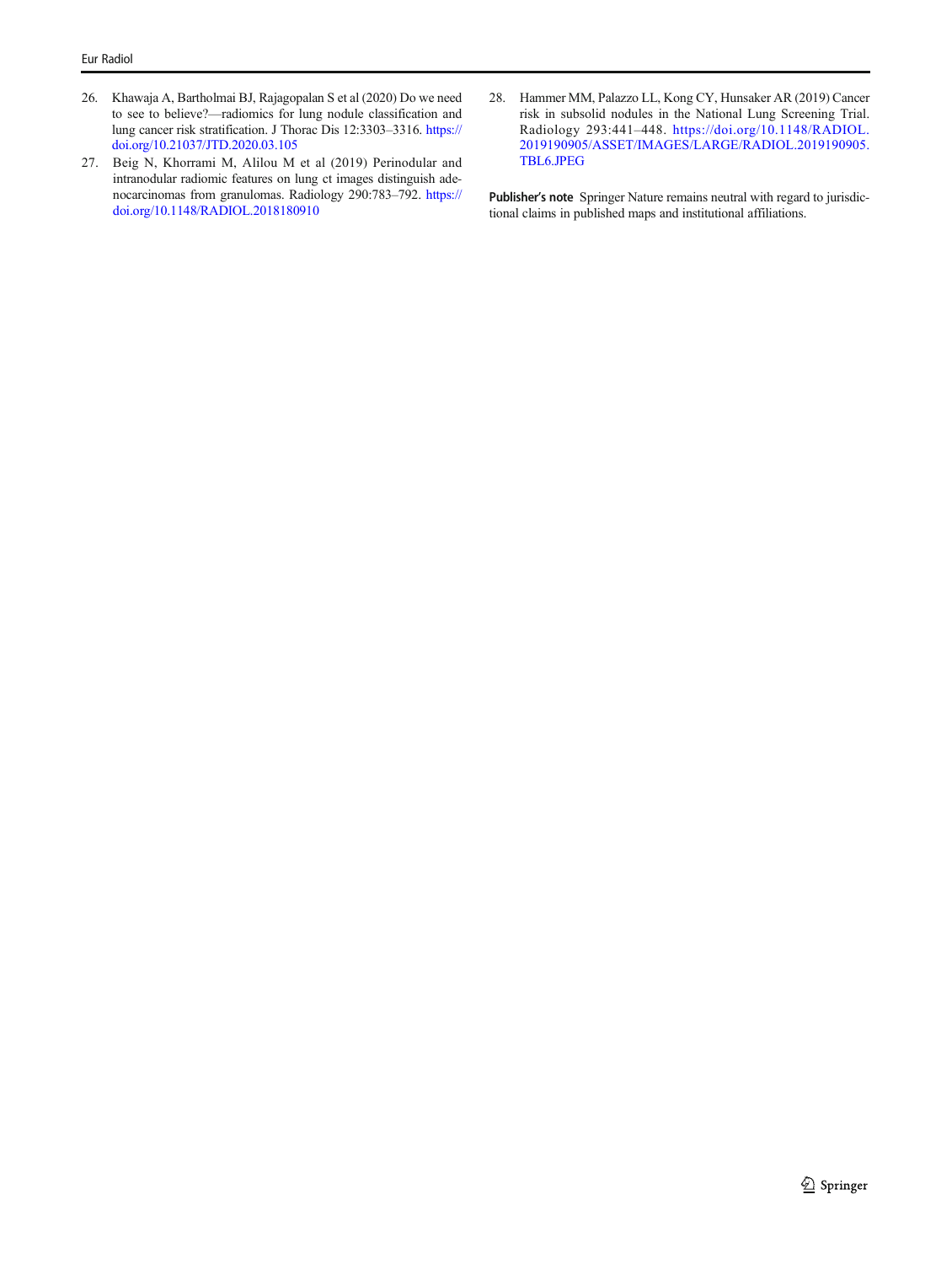26. Khawaja A, Bartholmai BJ, Rajagopalan S et al (2020) Do we need to see to believe?—radiomics for lung nodule classification and lung cancer risk stratification. J Thorac Dis 12:3303–3316. https://doi.org/10.21037/JTD.2020.03.105
27. Beig N, Khorrami M, Alilou M et al (2019) Perinodular and intranodular radiomic features on lung ct images distinguish adenocarcinomas from granulomas. Radiology 290:783–792. https://doi.org/10.1148/RADIOL.2018180910
28. Hammer MM, Palazzo LL, Kong CY, Hunsaker AR (2019) Cancer risk in subsolid nodules in the National Lung Screening Trial. Radiology 293:441–448. https://doi.org/10.1148/RADIOL.2019190905/ASSET/IMAGES/LARGE/RADIOL.2019190905.TBL6.JPEG

**Publisher's note** Springer Nature remains neutral with regard to jurisdictional claims in published maps and institutional affiliations.